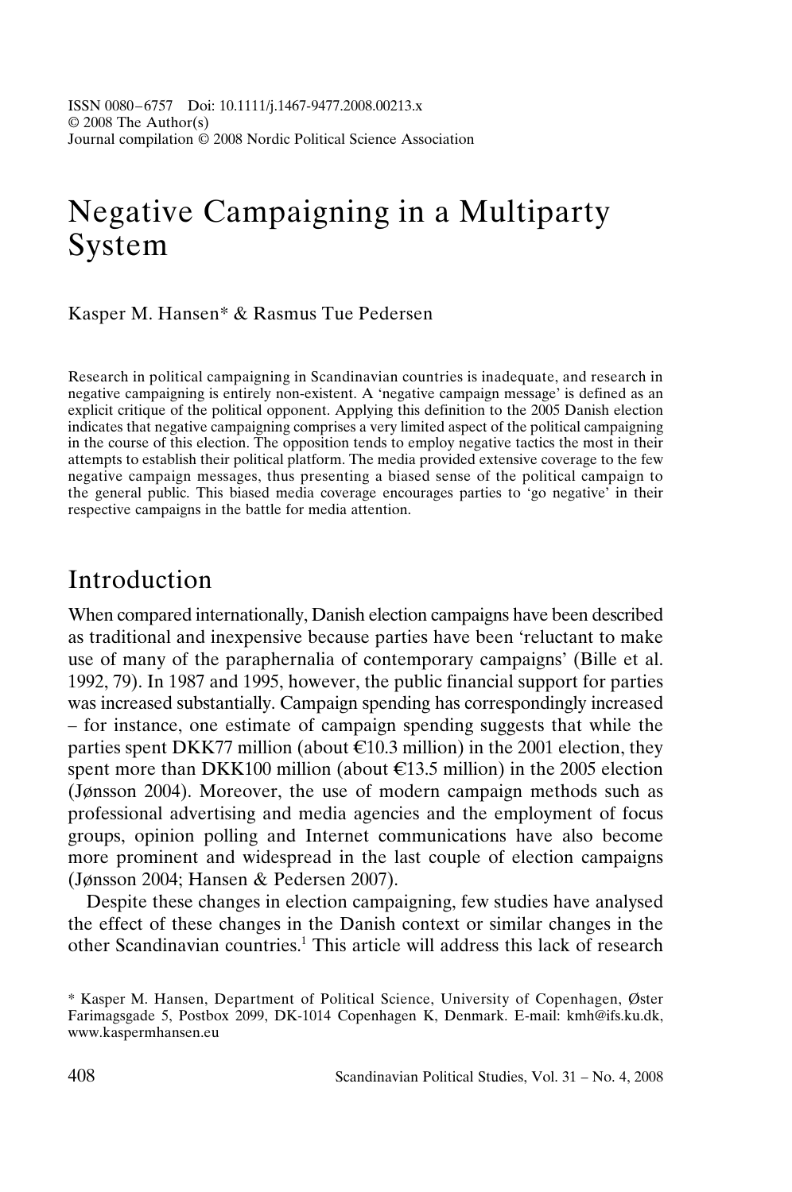ISSN 0080–6757 Doi: 10.1111/j.1467-9477.2008.00213.x
© 2008 The Author(s)
Journal compilation © 2008 Nordic Political Science Association

# Negative Campaigning in a Multiparty System

Kasper M. Hansen* & Rasmus Tue Pedersen

Research in political campaigning in Scandinavian countries is inadequate, and research in negative campaigning is entirely non-existent. A 'negative campaign message' is defined as an explicit critique of the political opponent. Applying this definition to the 2005 Danish election indicates that negative campaigning comprises a very limited aspect of the political campaigning in the course of this election. The opposition tends to employ negative tactics the most in their attempts to establish their political platform. The media provided extensive coverage to the few negative campaign messages, thus presenting a biased sense of the political campaign to the general public. This biased media coverage encourages parties to 'go negative' in their respective campaigns in the battle for media attention.

## Introduction

When compared internationally, Danish election campaigns have been described as traditional and inexpensive because parties have been 'reluctant to make use of many of the paraphernalia of contemporary campaigns' (Bille et al. 1992, 79). In 1987 and 1995, however, the public financial support for parties was increased substantially. Campaign spending has correspondingly increased – for instance, one estimate of campaign spending suggests that while the parties spent DKK77 million (about €10.3 million) in the 2001 election, they spent more than DKK100 million (about €13.5 million) in the 2005 election (Jønsson 2004). Moreover, the use of modern campaign methods such as professional advertising and media agencies and the employment of focus groups, opinion polling and Internet communications have also become more prominent and widespread in the last couple of election campaigns (Jønsson 2004; Hansen & Pedersen 2007).

Despite these changes in election campaigning, few studies have analysed the effect of these changes in the Danish context or similar changes in the other Scandinavian countries.[1] This article will address this lack of research

\* Kasper M. Hansen, Department of Political Science, University of Copenhagen, Øster Farimagsgade 5, Postbox 2099, DK-1014 Copenhagen K, Denmark. E-mail: kmh@ifs.ku.dk, www.kaspermhansen.eu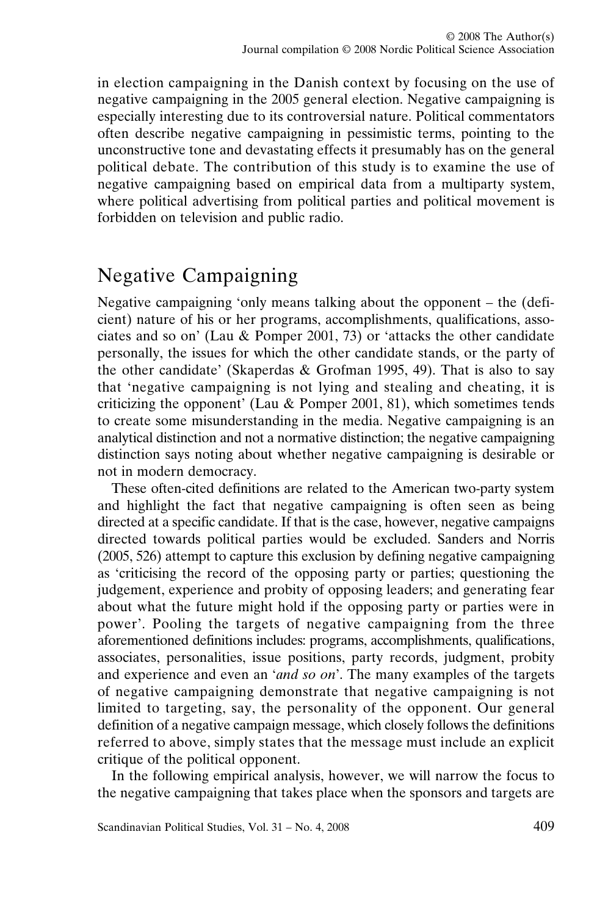in election campaigning in the Danish context by focusing on the use of negative campaigning in the 2005 general election. Negative campaigning is especially interesting due to its controversial nature. Political commentators often describe negative campaigning in pessimistic terms, pointing to the unconstructive tone and devastating effects it presumably has on the general political debate. The contribution of this study is to examine the use of negative campaigning based on empirical data from a multiparty system, where political advertising from political parties and political movement is forbidden on television and public radio.

## Negative Campaigning

Negative campaigning 'only means talking about the opponent – the (deficient) nature of his or her programs, accomplishments, qualifications, associates and so on' (Lau & Pomper 2001, 73) or 'attacks the other candidate personally, the issues for which the other candidate stands, or the party of the other candidate' (Skaperdas & Grofman 1995, 49). That is also to say that 'negative campaigning is not lying and stealing and cheating, it is criticizing the opponent' (Lau & Pomper 2001, 81), which sometimes tends to create some misunderstanding in the media. Negative campaigning is an analytical distinction and not a normative distinction; the negative campaigning distinction says noting about whether negative campaigning is desirable or not in modern democracy.

These often-cited definitions are related to the American two-party system and highlight the fact that negative campaigning is often seen as being directed at a specific candidate. If that is the case, however, negative campaigns directed towards political parties would be excluded. Sanders and Norris (2005, 526) attempt to capture this exclusion by defining negative campaigning as 'criticising the record of the opposing party or parties; questioning the judgement, experience and probity of opposing leaders; and generating fear about what the future might hold if the opposing party or parties were in power'. Pooling the targets of negative campaigning from the three aforementioned definitions includes: programs, accomplishments, qualifications, associates, personalities, issue positions, party records, judgment, probity and experience and even an '*and so on*'. The many examples of the targets of negative campaigning demonstrate that negative campaigning is not limited to targeting, say, the personality of the opponent. Our general definition of a negative campaign message, which closely follows the definitions referred to above, simply states that the message must include an explicit critique of the political opponent.

In the following empirical analysis, however, we will narrow the focus to the negative campaigning that takes place when the sponsors and targets are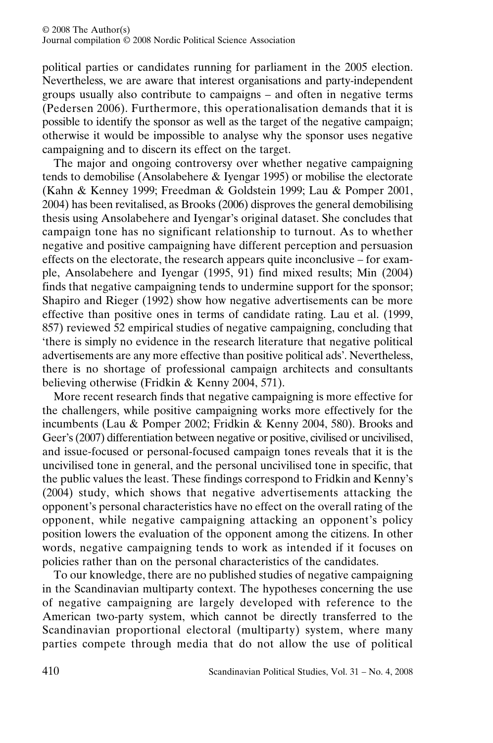political parties or candidates running for parliament in the 2005 election. Nevertheless, we are aware that interest organisations and party-independent groups usually also contribute to campaigns – and often in negative terms (Pedersen 2006). Furthermore, this operationalisation demands that it is possible to identify the sponsor as well as the target of the negative campaign; otherwise it would be impossible to analyse why the sponsor uses negative campaigning and to discern its effect on the target.

The major and ongoing controversy over whether negative campaigning tends to demobilise (Ansolabehere & Iyengar 1995) or mobilise the electorate (Kahn & Kenney 1999; Freedman & Goldstein 1999; Lau & Pomper 2001, 2004) has been revitalised, as Brooks (2006) disproves the general demobilising thesis using Ansolabehere and Iyengar's original dataset. She concludes that campaign tone has no significant relationship to turnout. As to whether negative and positive campaigning have different perception and persuasion effects on the electorate, the research appears quite inconclusive – for example, Ansolabehere and Iyengar (1995, 91) find mixed results; Min (2004) finds that negative campaigning tends to undermine support for the sponsor; Shapiro and Rieger (1992) show how negative advertisements can be more effective than positive ones in terms of candidate rating. Lau et al. (1999, 857) reviewed 52 empirical studies of negative campaigning, concluding that 'there is simply no evidence in the research literature that negative political advertisements are any more effective than positive political ads'. Nevertheless, there is no shortage of professional campaign architects and consultants believing otherwise (Fridkin & Kenny 2004, 571).

More recent research finds that negative campaigning is more effective for the challengers, while positive campaigning works more effectively for the incumbents (Lau & Pomper 2002; Fridkin & Kenny 2004, 580). Brooks and Geer's (2007) differentiation between negative or positive, civilised or uncivilised, and issue-focused or personal-focused campaign tones reveals that it is the uncivilised tone in general, and the personal uncivilised tone in specific, that the public values the least. These findings correspond to Fridkin and Kenny's (2004) study, which shows that negative advertisements attacking the opponent's personal characteristics have no effect on the overall rating of the opponent, while negative campaigning attacking an opponent's policy position lowers the evaluation of the opponent among the citizens. In other words, negative campaigning tends to work as intended if it focuses on policies rather than on the personal characteristics of the candidates.

To our knowledge, there are no published studies of negative campaigning in the Scandinavian multiparty context. The hypotheses concerning the use of negative campaigning are largely developed with reference to the American two-party system, which cannot be directly transferred to the Scandinavian proportional electoral (multiparty) system, where many parties compete through media that do not allow the use of political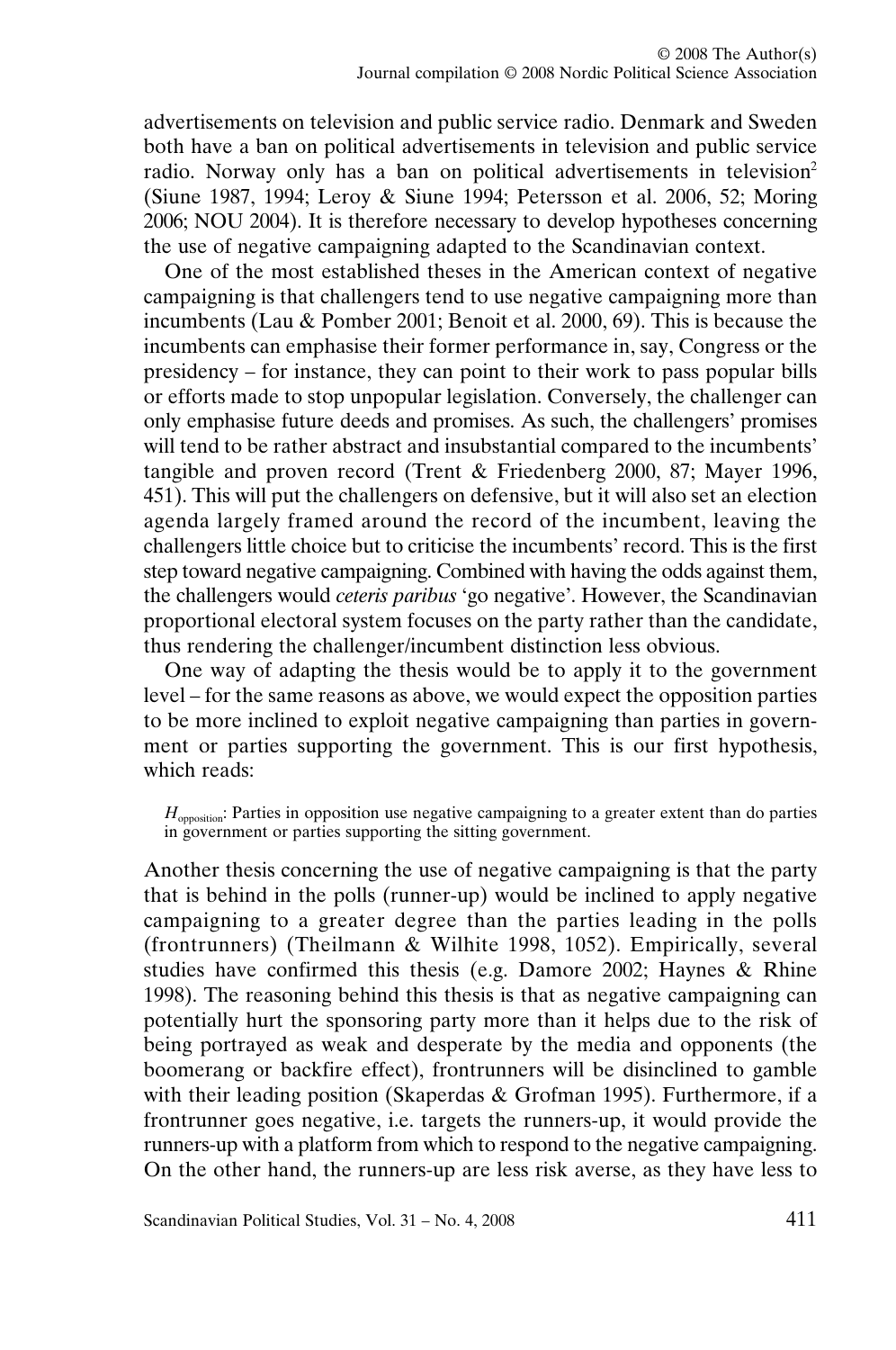advertisements on television and public service radio. Denmark and Sweden both have a ban on political advertisements in television and public service radio. Norway only has a ban on political advertisements in television[2] (Siune 1987, 1994; Leroy & Siune 1994; Petersson et al. 2006, 52; Moring 2006; NOU 2004). It is therefore necessary to develop hypotheses concerning the use of negative campaigning adapted to the Scandinavian context.

One of the most established theses in the American context of negative campaigning is that challengers tend to use negative campaigning more than incumbents (Lau & Pomber 2001; Benoit et al. 2000, 69). This is because the incumbents can emphasise their former performance in, say, Congress or the presidency – for instance, they can point to their work to pass popular bills or efforts made to stop unpopular legislation. Conversely, the challenger can only emphasise future deeds and promises. As such, the challengers' promises will tend to be rather abstract and insubstantial compared to the incumbents' tangible and proven record (Trent & Friedenberg 2000, 87; Mayer 1996, 451). This will put the challengers on defensive, but it will also set an election agenda largely framed around the record of the incumbent, leaving the challengers little choice but to criticise the incumbents' record. This is the first step toward negative campaigning. Combined with having the odds against them, the challengers would *ceteris paribus* 'go negative'. However, the Scandinavian proportional electoral system focuses on the party rather than the candidate, thus rendering the challenger/incumbent distinction less obvious.

One way of adapting the thesis would be to apply it to the government level – for the same reasons as above, we would expect the opposition parties to be more inclined to exploit negative campaigning than parties in government or parties supporting the government. This is our first hypothesis, which reads:

> $H_{\text{opposition}}$: Parties in opposition use negative campaigning to a greater extent than do parties in government or parties supporting the sitting government.

Another thesis concerning the use of negative campaigning is that the party that is behind in the polls (runner-up) would be inclined to apply negative campaigning to a greater degree than the parties leading in the polls (frontrunners) (Theilmann & Wilhite 1998, 1052). Empirically, several studies have confirmed this thesis (e.g. Damore 2002; Haynes & Rhine 1998). The reasoning behind this thesis is that as negative campaigning can potentially hurt the sponsoring party more than it helps due to the risk of being portrayed as weak and desperate by the media and opponents (the boomerang or backfire effect), frontrunners will be disinclined to gamble with their leading position (Skaperdas & Grofman 1995). Furthermore, if a frontrunner goes negative, i.e. targets the runners-up, it would provide the runners-up with a platform from which to respond to the negative campaigning. On the other hand, the runners-up are less risk averse, as they have less to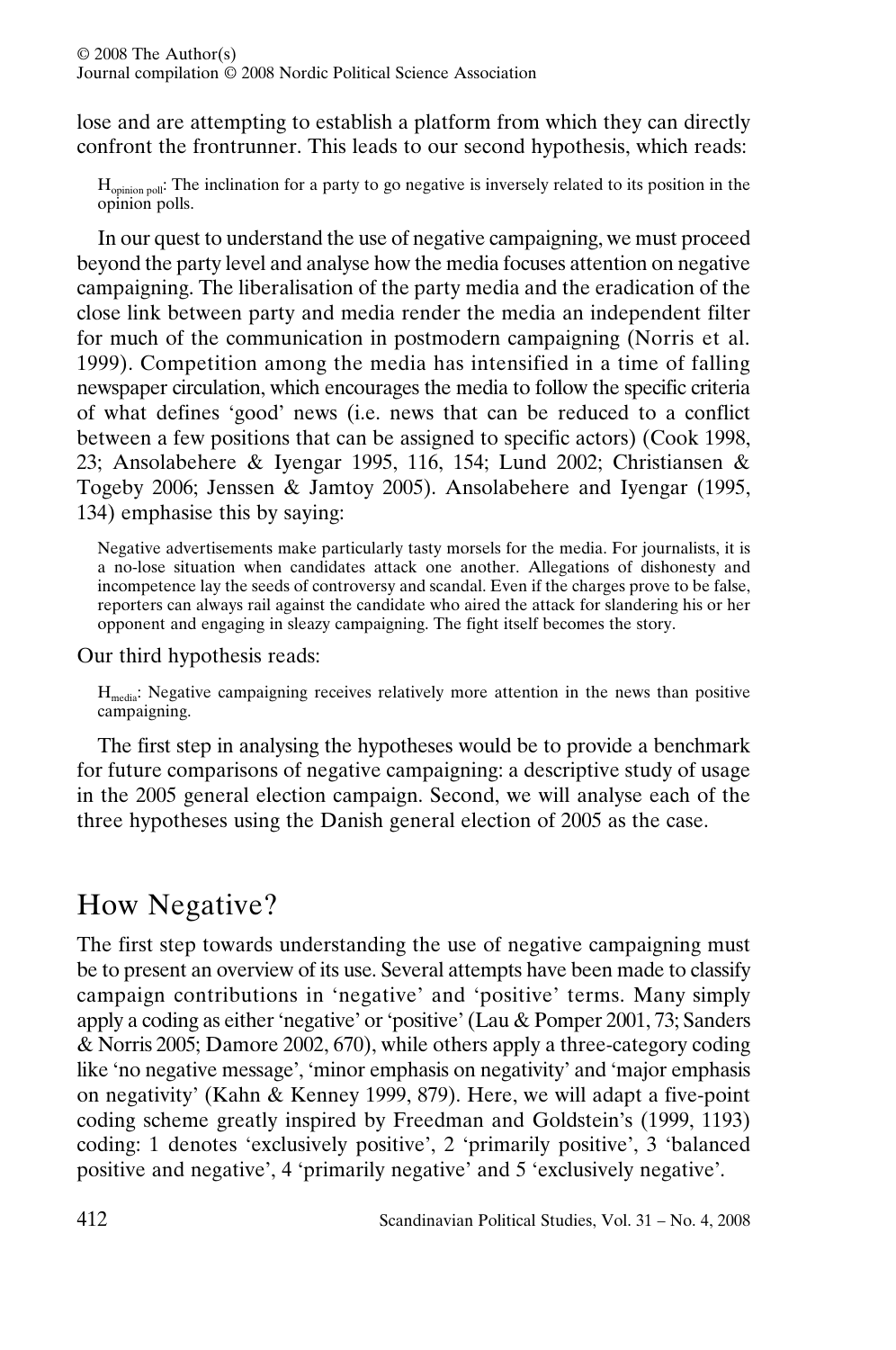lose and are attempting to establish a platform from which they can directly confront the frontrunner. This leads to our second hypothesis, which reads:

> $H_{opinion\ poll}$: The inclination for a party to go negative is inversely related to its position in the opinion polls.

In our quest to understand the use of negative campaigning, we must proceed beyond the party level and analyse how the media focuses attention on negative campaigning. The liberalisation of the party media and the eradication of the close link between party and media render the media an independent filter for much of the communication in postmodern campaigning (Norris et al. 1999). Competition among the media has intensified in a time of falling newspaper circulation, which encourages the media to follow the specific criteria of what defines 'good' news (i.e. news that can be reduced to a conflict between a few positions that can be assigned to specific actors) (Cook 1998, 23; Ansolabehere & Iyengar 1995, 116, 154; Lund 2002; Christiansen & Togeby 2006; Jenssen & Jamtoy 2005). Ansolabehere and Iyengar (1995, 134) emphasise this by saying:

> Negative advertisements make particularly tasty morsels for the media. For journalists, it is a no-lose situation when candidates attack one another. Allegations of dishonesty and incompetence lay the seeds of controversy and scandal. Even if the charges prove to be false, reporters can always rail against the candidate who aired the attack for slandering his or her opponent and engaging in sleazy campaigning. The fight itself becomes the story.

Our third hypothesis reads:

> $H_{media}$: Negative campaigning receives relatively more attention in the news than positive campaigning.

The first step in analysing the hypotheses would be to provide a benchmark for future comparisons of negative campaigning: a descriptive study of usage in the 2005 general election campaign. Second, we will analyse each of the three hypotheses using the Danish general election of 2005 as the case.

## How Negative?

The first step towards understanding the use of negative campaigning must be to present an overview of its use. Several attempts have been made to classify campaign contributions in 'negative' and 'positive' terms. Many simply apply a coding as either 'negative' or 'positive' (Lau & Pomper 2001, 73; Sanders & Norris 2005; Damore 2002, 670), while others apply a three-category coding like 'no negative message', 'minor emphasis on negativity' and 'major emphasis on negativity' (Kahn & Kenney 1999, 879). Here, we will adapt a five-point coding scheme greatly inspired by Freedman and Goldstein's (1999, 1193) coding: 1 denotes 'exclusively positive', 2 'primarily positive', 3 'balanced positive and negative', 4 'primarily negative' and 5 'exclusively negative'.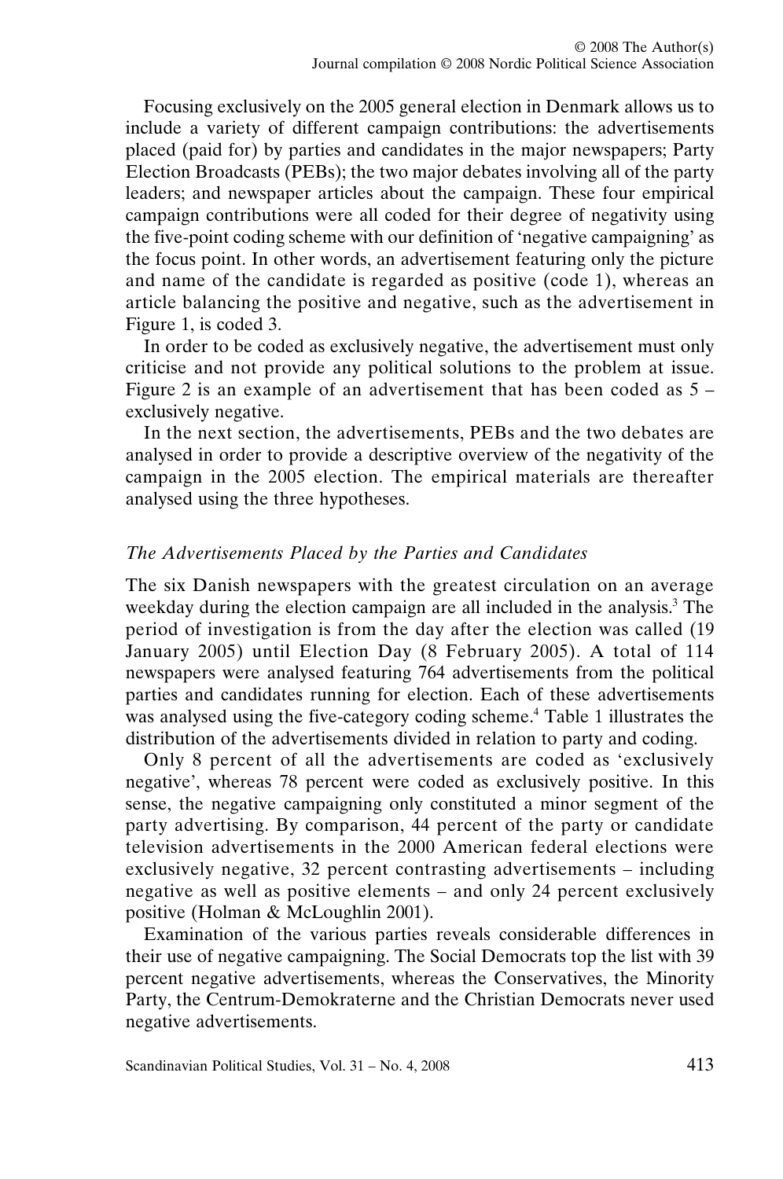Focusing exclusively on the 2005 general election in Denmark allows us to include a variety of different campaign contributions: the advertisements placed (paid for) by parties and candidates in the major newspapers; Party Election Broadcasts (PEBs); the two major debates involving all of the party leaders; and newspaper articles about the campaign. These four empirical campaign contributions were all coded for their degree of negativity using the five-point coding scheme with our definition of 'negative campaigning' as the focus point. In other words, an advertisement featuring only the picture and name of the candidate is regarded as positive (code 1), whereas an article balancing the positive and negative, such as the advertisement in Figure 1, is coded 3.

In order to be coded as exclusively negative, the advertisement must only criticise and not provide any political solutions to the problem at issue. Figure 2 is an example of an advertisement that has been coded as 5 – exclusively negative.

In the next section, the advertisements, PEBs and the two debates are analysed in order to provide a descriptive overview of the negativity of the campaign in the 2005 election. The empirical materials are thereafter analysed using the three hypotheses.

### *The Advertisements Placed by the Parties and Candidates*

The six Danish newspapers with the greatest circulation on an average weekday during the election campaign are all included in the analysis.[3] The period of investigation is from the day after the election was called (19 January 2005) until Election Day (8 February 2005). A total of 114 newspapers were analysed featuring 764 advertisements from the political parties and candidates running for election. Each of these advertisements was analysed using the five-category coding scheme.[4] Table 1 illustrates the distribution of the advertisements divided in relation to party and coding.

Only 8 percent of all the advertisements are coded as 'exclusively negative', whereas 78 percent were coded as exclusively positive. In this sense, the negative campaigning only constituted a minor segment of the party advertising. By comparison, 44 percent of the party or candidate television advertisements in the 2000 American federal elections were exclusively negative, 32 percent contrasting advertisements – including negative as well as positive elements – and only 24 percent exclusively positive (Holman & McLoughlin 2001).

Examination of the various parties reveals considerable differences in their use of negative campaigning. The Social Democrats top the list with 39 percent negative advertisements, whereas the Conservatives, the Minority Party, the Centrum-Demokraterne and the Christian Democrats never used negative advertisements.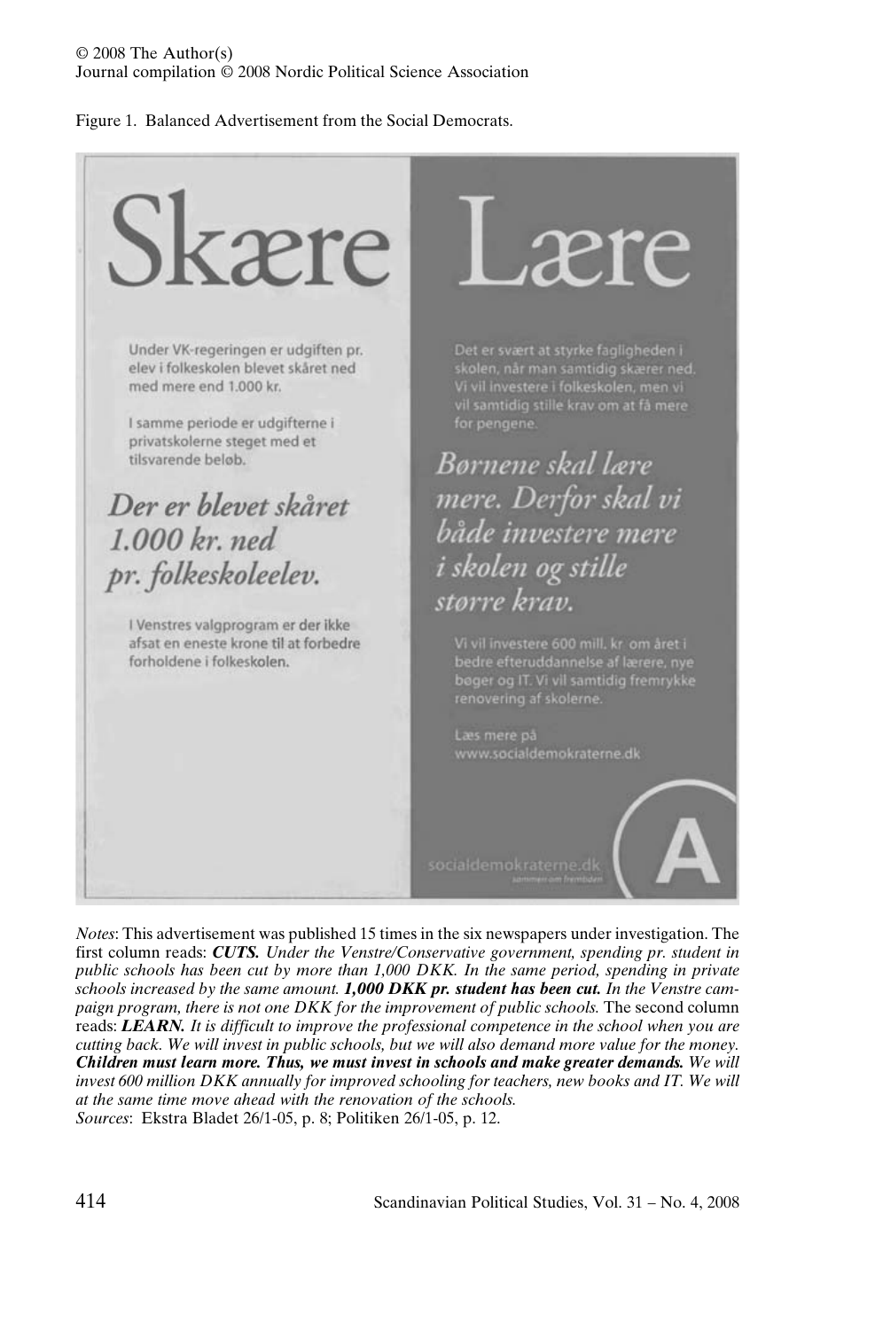Figure 1. Balanced Advertisement from the Social Democrats.

# Skære

Under VK-regeringen er udgiften pr. elev i folkeskolen blevet skåret ned med mere end 1.000 kr.

I samme periode er udgifterne i privatskolerne steget med et tilsvarende beløb.

*Der er blevet skåret 1.000 kr. ned pr. folkeskoleelev.*

I Venstres valgprogram er der ikke afsat en eneste krone til at forbedre forholdene i folkeskolen.

# Lære

Det er svært at styrke fagligheden i skolen, når man samtidig skærer ned. Vi vil investere i folkeskolen, men vi vil samtidig stille krav om at få mere for pengene.

*Børnene skal lære mere. Derfor skal vi både investere mere i skolen og stille større krav.*

Vi vil investere 600 mill. kr. om året i bedre efteruddannelse af lærere, nye bøger og IT. Vi vil samtidig fremrykke renovering af skolerne.

Læs mere på www.socialdemokraterne.dk

socialdemokraterne.dk

A

*Notes*: This advertisement was published 15 times in the six newspapers under investigation. The first column reads: ***CUTS.*** *Under the Venstre/Conservative government, spending pr. student in public schools has been cut by more than 1,000 DKK. In the same period, spending in private schools increased by the same amount.* ***1,000 DKK pr. student has been cut.*** *In the Venstre campaign program, there is not one DKK for the improvement of public schools.* The second column reads: ***LEARN.*** *It is difficult to improve the professional competence in the school when you are cutting back. We will invest in public schools, but we will also demand more value for the money.* ***Children must learn more. Thus, we must invest in schools and make greater demands.*** *We will invest 600 million DKK annually for improved schooling for teachers, new books and IT. We will at the same time move ahead with the renovation of the schools.*

*Sources*: Ekstra Bladet 26/1-05, p. 8; Politiken 26/1-05, p. 12.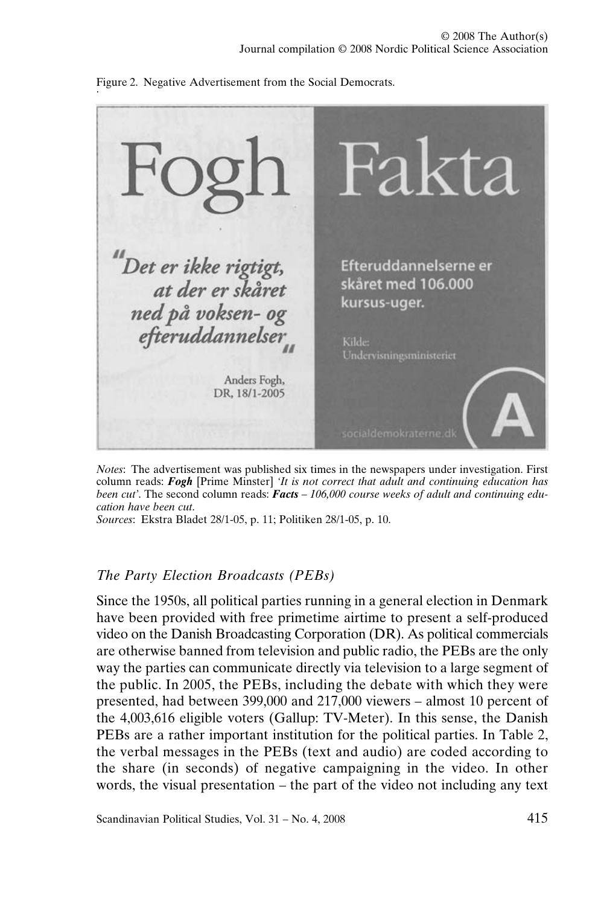Figure 2. Negative Advertisement from the Social Democrats.

Fogh

"Det er ikke rigtigt, at der er skåret ned på voksen- og efteruddannelser"

Anders Fogh, DR, 18/1-2005

Fakta

Efteruddannelserne er skåret med 106.000 kursus-uger.

Kilde: Undervisningsministeriet

socialdemokraterne.dk

A

*Notes*: The advertisement was published six times in the newspapers under investigation. First column reads: ***Fogh*** [Prime Minster] *'It is not correct that adult and continuing education has been cut'*. The second column reads: ***Facts*** *– 106,000 course weeks of adult and continuing education have been cut*.
*Sources*: Ekstra Bladet 28/1-05, p. 11; Politiken 28/1-05, p. 10.

### *The Party Election Broadcasts (PEBs)*

Since the 1950s, all political parties running in a general election in Denmark have been provided with free primetime airtime to present a self-produced video on the Danish Broadcasting Corporation (DR). As political commercials are otherwise banned from television and public radio, the PEBs are the only way the parties can communicate directly via television to a large segment of the public. In 2005, the PEBs, including the debate with which they were presented, had between 399,000 and 217,000 viewers – almost 10 percent of the 4,003,616 eligible voters (Gallup: TV-Meter). In this sense, the Danish PEBs are a rather important institution for the political parties. In Table 2, the verbal messages in the PEBs (text and audio) are coded according to the share (in seconds) of negative campaigning in the video. In other words, the visual presentation – the part of the video not including any text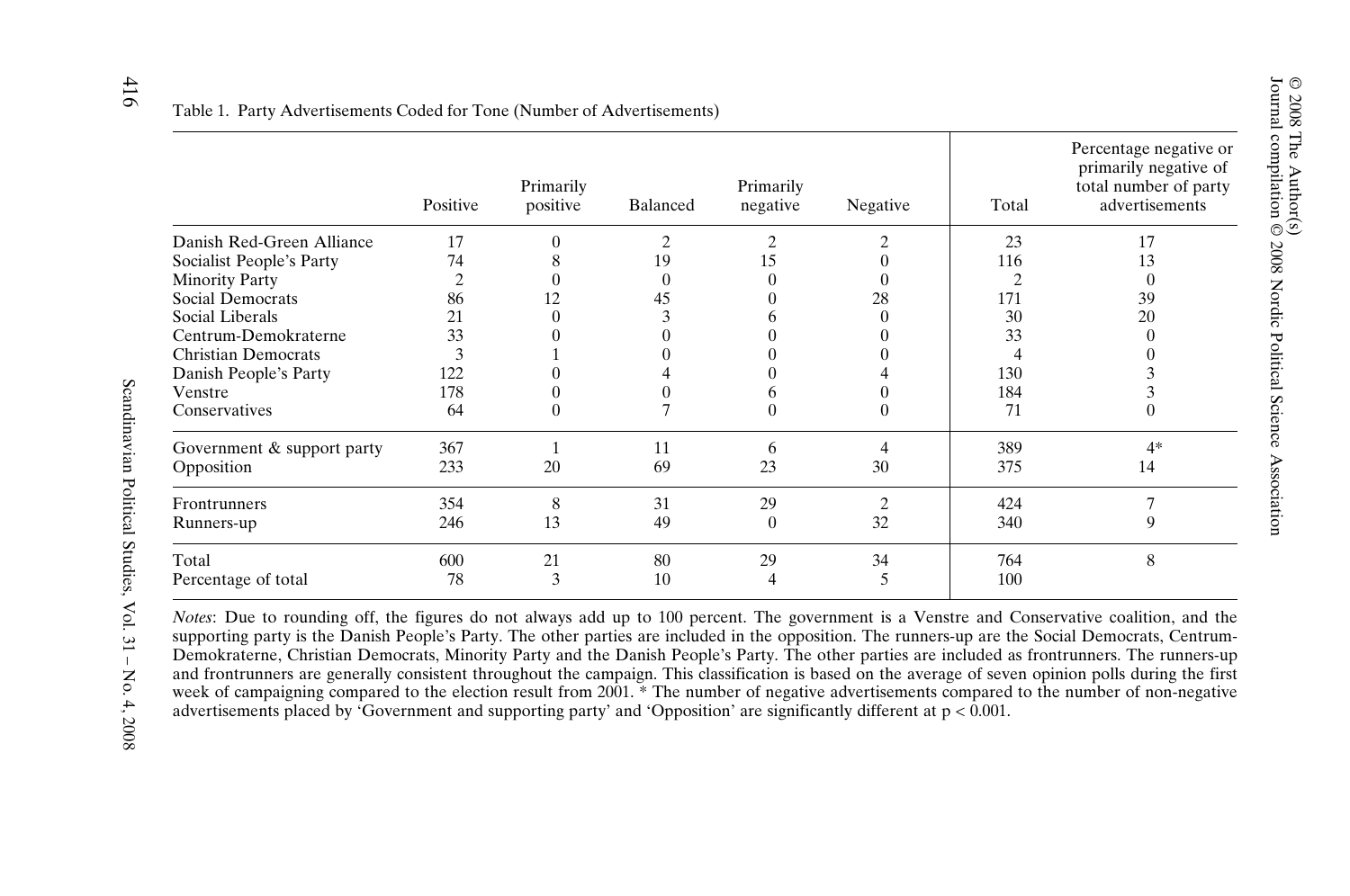Table 1. Party Advertisements Coded for Tone (Number of Advertisements)

| | Positive | Primarily positive | Balanced | Primarily negative | Negative | Total | Percentage negative or primarily negative of total number of party advertisements |
|---|---|---|---|---|---|---|---|
| Danish Red-Green Alliance | 17 | 0 | 2 | 2 | 2 | 23 | 17 |
| Socialist People's Party | 74 | 8 | 19 | 15 | 0 | 116 | 13 |
| Minority Party | 2 | 0 | 0 | 0 | 0 | 2 | 0 |
| Social Democrats | 86 | 12 | 45 | 0 | 28 | 171 | 39 |
| Social Liberals | 21 | 0 | 3 | 6 | 0 | 30 | 20 |
| Centrum-Demokraterne | 33 | 0 | 0 | 0 | 0 | 33 | 0 |
| Christian Democrats | 3 | 1 | 0 | 0 | 0 | 4 | 0 |
| Danish People's Party | 122 | 0 | 4 | 0 | 4 | 130 | 3 |
| Venstre | 178 | 0 | 0 | 6 | 0 | 184 | 3 |
| Conservatives | 64 | 0 | 7 | 0 | 0 | 71 | 0 |
| Government & support party | 367 | 1 | 11 | 6 | 4 | 389 | 4* |
| Opposition | 233 | 20 | 69 | 23 | 30 | 375 | 14 |
| Frontrunners | 354 | 8 | 31 | 29 | 2 | 424 | 7 |
| Runners-up | 246 | 13 | 49 | 0 | 32 | 340 | 9 |
| Total | 600 | 21 | 80 | 29 | 34 | 764 | 8 |
| Percentage of total | 78 | 3 | 10 | 4 | 5 | 100 | |

*Notes*: Due to rounding off, the figures do not always add up to 100 percent. The government is a Venstre and Conservative coalition, and the supporting party is the Danish People's Party. The other parties are included in the opposition. The runners-up are the Social Democrats, Centrum-Demokraterne, Christian Democrats, Minority Party and the Danish People's Party. The other parties are included as frontrunners. The runners-up and frontrunners are generally consistent throughout the campaign. This classification is based on the average of seven opinion polls during the first week of campaigning compared to the election result from 2001. * The number of negative advertisements compared to the number of non-negative advertisements placed by 'Government and supporting party' and 'Opposition' are significantly different at $p < 0.001$.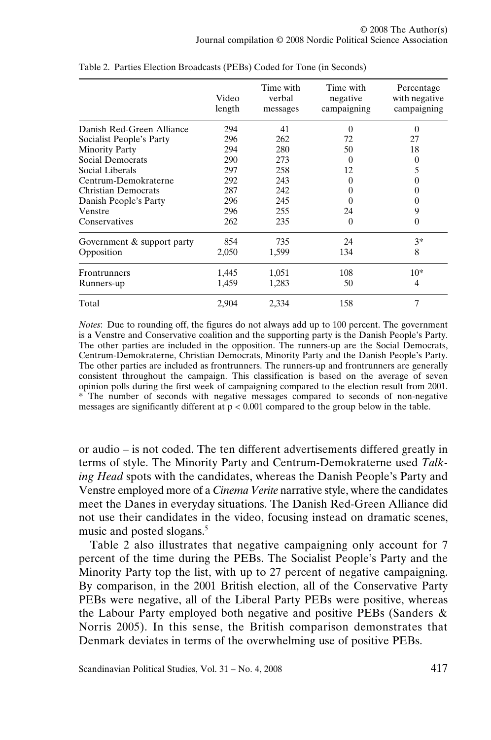Table 2. Parties Election Broadcasts (PEBs) Coded for Tone (in Seconds)

| | Video length | Time with verbal messages | Time with negative campaigning | Percentage with negative campaigning |
|---|---|---|---|---|
| Danish Red-Green Alliance | 294 | 41 | 0 | 0 |
| Socialist People's Party | 296 | 262 | 72 | 27 |
| Minority Party | 294 | 280 | 50 | 18 |
| Social Democrats | 290 | 273 | 0 | 0 |
| Social Liberals | 297 | 258 | 12 | 5 |
| Centrum-Demokraterne | 292 | 243 | 0 | 0 |
| Christian Democrats | 287 | 242 | 0 | 0 |
| Danish People's Party | 296 | 245 | 0 | 0 |
| Venstre | 296 | 255 | 24 | 9 |
| Conservatives | 262 | 235 | 0 | 0 |
| Government & support party | 854 | 735 | 24 | 3* |
| Opposition | 2,050 | 1,599 | 134 | 8 |
| Frontrunners | 1,445 | 1,051 | 108 | 10* |
| Runners-up | 1,459 | 1,283 | 50 | 4 |
| Total | 2,904 | 2,334 | 158 | 7 |

*Notes*: Due to rounding off, the figures do not always add up to 100 percent. The government is a Venstre and Conservative coalition and the supporting party is the Danish People's Party. The other parties are included in the opposition. The runners-up are the Social Democrats, Centrum-Demokraterne, Christian Democrats, Minority Party and the Danish People's Party. The other parties are included as frontrunners. The runners-up and frontrunners are generally consistent throughout the campaign. This classification is based on the average of seven opinion polls during the first week of campaigning compared to the election result from 2001.
* The number of seconds with negative messages compared to seconds of non-negative messages are significantly different at $p < 0.001$ compared to the group below in the table.

or audio – is not coded. The ten different advertisements differed greatly in terms of style. The Minority Party and Centrum-Demokraterne used *Talking Head* spots with the candidates, whereas the Danish People's Party and Venstre employed more of a *Cinema Verite* narrative style, where the candidates meet the Danes in everyday situations. The Danish Red-Green Alliance did not use their candidates in the video, focusing instead on dramatic scenes, music and posted slogans.[5]

Table 2 also illustrates that negative campaigning only account for 7 percent of the time during the PEBs. The Socialist People's Party and the Minority Party top the list, with up to 27 percent of negative campaigning. By comparison, in the 2001 British election, all of the Conservative Party PEBs were negative, all of the Liberal Party PEBs were positive, whereas the Labour Party employed both negative and positive PEBs (Sanders & Norris 2005). In this sense, the British comparison demonstrates that Denmark deviates in terms of the overwhelming use of positive PEBs.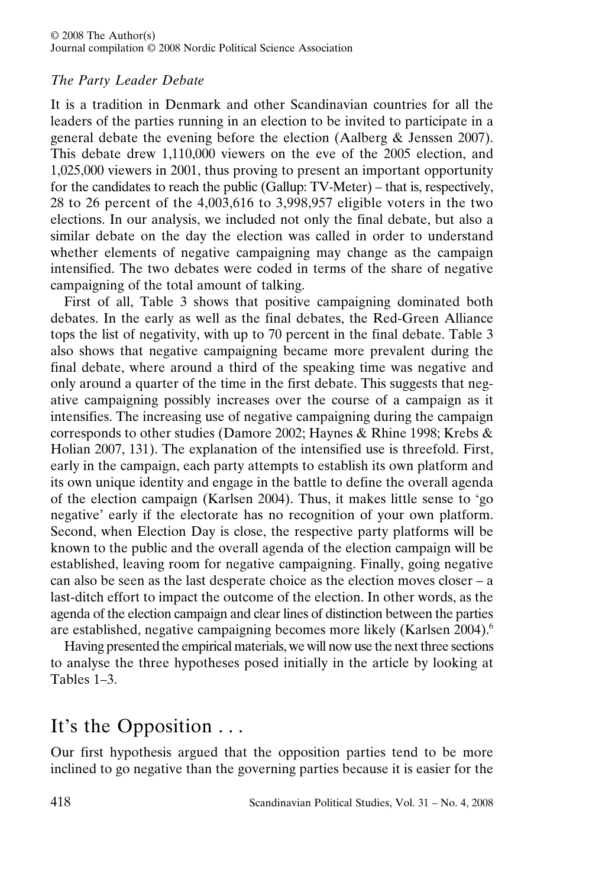### *The Party Leader Debate*

It is a tradition in Denmark and other Scandinavian countries for all the leaders of the parties running in an election to be invited to participate in a general debate the evening before the election (Aalberg & Jenssen 2007). This debate drew 1,110,000 viewers on the eve of the 2005 election, and 1,025,000 viewers in 2001, thus proving to present an important opportunity for the candidates to reach the public (Gallup: TV-Meter) – that is, respectively, 28 to 26 percent of the 4,003,616 to 3,998,957 eligible voters in the two elections. In our analysis, we included not only the final debate, but also a similar debate on the day the election was called in order to understand whether elements of negative campaigning may change as the campaign intensified. The two debates were coded in terms of the share of negative campaigning of the total amount of talking.

First of all, Table 3 shows that positive campaigning dominated both debates. In the early as well as the final debates, the Red-Green Alliance tops the list of negativity, with up to 70 percent in the final debate. Table 3 also shows that negative campaigning became more prevalent during the final debate, where around a third of the speaking time was negative and only around a quarter of the time in the first debate. This suggests that negative campaigning possibly increases over the course of a campaign as it intensifies. The increasing use of negative campaigning during the campaign corresponds to other studies (Damore 2002; Haynes & Rhine 1998; Krebs & Holian 2007, 131). The explanation of the intensified use is threefold. First, early in the campaign, each party attempts to establish its own platform and its own unique identity and engage in the battle to define the overall agenda of the election campaign (Karlsen 2004). Thus, it makes little sense to 'go negative' early if the electorate has no recognition of your own platform. Second, when Election Day is close, the respective party platforms will be known to the public and the overall agenda of the election campaign will be established, leaving room for negative campaigning. Finally, going negative can also be seen as the last desperate choice as the election moves closer – a last-ditch effort to impact the outcome of the election. In other words, as the agenda of the election campaign and clear lines of distinction between the parties are established, negative campaigning becomes more likely (Karlsen 2004).[6]

Having presented the empirical materials, we will now use the next three sections to analyse the three hypotheses posed initially in the article by looking at Tables 1–3.

## It's the Opposition . . .

Our first hypothesis argued that the opposition parties tend to be more inclined to go negative than the governing parties because it is easier for the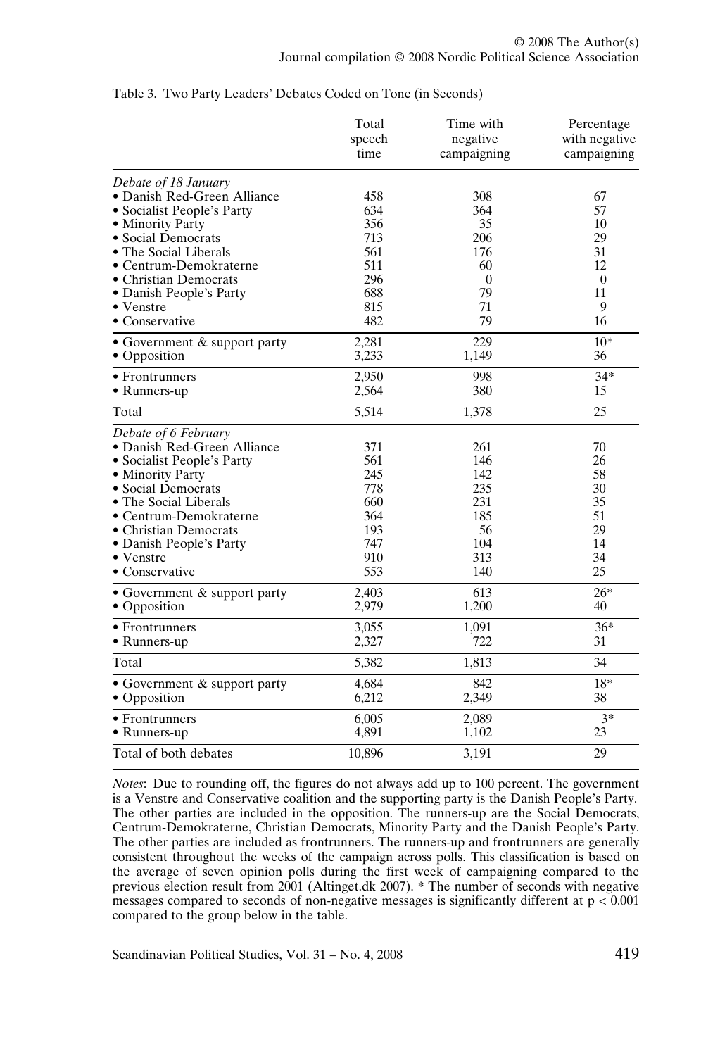Table 3. Two Party Leaders' Debates Coded on Tone (in Seconds)

| | Total speech time | Time with negative campaigning | Percentage with negative campaigning |
|---|---|---|---|
| *Debate of 18 January* | | | |
| • Danish Red-Green Alliance | 458 | 308 | 67 |
| • Socialist People's Party | 634 | 364 | 57 |
| • Minority Party | 356 | 35 | 10 |
| • Social Democrats | 713 | 206 | 29 |
| • The Social Liberals | 561 | 176 | 31 |
| • Centrum-Demokraterne | 511 | 60 | 12 |
| • Christian Democrats | 296 | 0 | 0 |
| • Danish People's Party | 688 | 79 | 11 |
| • Venstre | 815 | 71 | 9 |
| • Conservative | 482 | 79 | 16 |
| • Government & support party | 2,281 | 229 | 10* |
| • Opposition | 3,233 | 1,149 | 36 |
| • Frontrunners | 2,950 | 998 | 34* |
| • Runners-up | 2,564 | 380 | 15 |
| Total | 5,514 | 1,378 | 25 |
| *Debate of 6 February* | | | |
| • Danish Red-Green Alliance | 371 | 261 | 70 |
| • Socialist People's Party | 561 | 146 | 26 |
| • Minority Party | 245 | 142 | 58 |
| • Social Democrats | 778 | 235 | 30 |
| • The Social Liberals | 660 | 231 | 35 |
| • Centrum-Demokraterne | 364 | 185 | 51 |
| • Christian Democrats | 193 | 56 | 29 |
| • Danish People's Party | 747 | 104 | 14 |
| • Venstre | 910 | 313 | 34 |
| • Conservative | 553 | 140 | 25 |
| • Government & support party | 2,403 | 613 | 26* |
| • Opposition | 2,979 | 1,200 | 40 |
| • Frontrunners | 3,055 | 1,091 | 36* |
| • Runners-up | 2,327 | 722 | 31 |
| Total | 5,382 | 1,813 | 34 |
| • Government & support party | 4,684 | 842 | 18* |
| • Opposition | 6,212 | 2,349 | 38 |
| • Frontrunners | 6,005 | 2,089 | 3* |
| • Runners-up | 4,891 | 1,102 | 23 |
| Total of both debates | 10,896 | 3,191 | 29 |

*Notes*: Due to rounding off, the figures do not always add up to 100 percent. The government is a Venstre and Conservative coalition and the supporting party is the Danish People's Party. The other parties are included in the opposition. The runners-up are the Social Democrats, Centrum-Demokraterne, Christian Democrats, Minority Party and the Danish People's Party. The other parties are included as frontrunners. The runners-up and frontrunners are generally consistent throughout the weeks of the campaign across polls. This classification is based on the average of seven opinion polls during the first week of campaigning compared to the previous election result from 2001 (Altinget.dk 2007). * The number of seconds with negative messages compared to seconds of non-negative messages is significantly different at $p < 0.001$ compared to the group below in the table.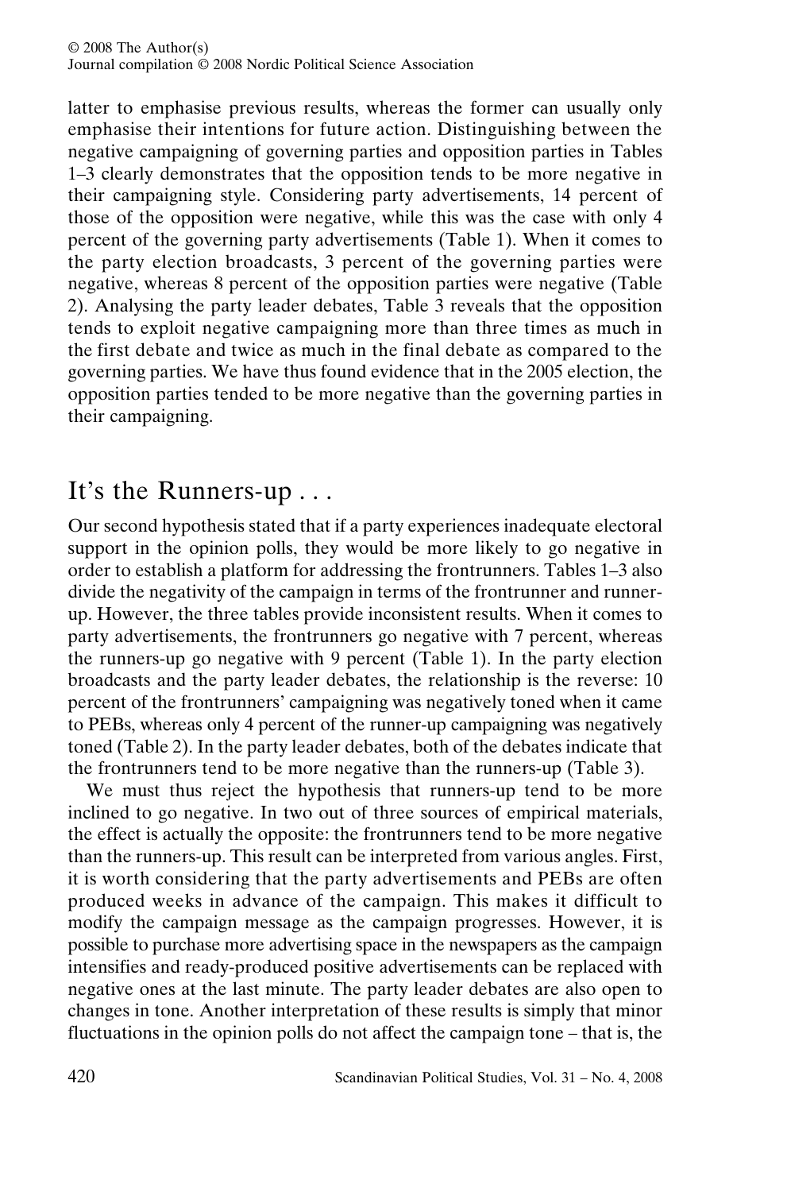latter to emphasise previous results, whereas the former can usually only emphasise their intentions for future action. Distinguishing between the negative campaigning of governing parties and opposition parties in Tables 1–3 clearly demonstrates that the opposition tends to be more negative in their campaigning style. Considering party advertisements, 14 percent of those of the opposition were negative, while this was the case with only 4 percent of the governing party advertisements (Table 1). When it comes to the party election broadcasts, 3 percent of the governing parties were negative, whereas 8 percent of the opposition parties were negative (Table 2). Analysing the party leader debates, Table 3 reveals that the opposition tends to exploit negative campaigning more than three times as much in the first debate and twice as much in the final debate as compared to the governing parties. We have thus found evidence that in the 2005 election, the opposition parties tended to be more negative than the governing parties in their campaigning.

## It's the Runners-up . . .

Our second hypothesis stated that if a party experiences inadequate electoral support in the opinion polls, they would be more likely to go negative in order to establish a platform for addressing the frontrunners. Tables 1–3 also divide the negativity of the campaign in terms of the frontrunner and runner-up. However, the three tables provide inconsistent results. When it comes to party advertisements, the frontrunners go negative with 7 percent, whereas the runners-up go negative with 9 percent (Table 1). In the party election broadcasts and the party leader debates, the relationship is the reverse: 10 percent of the frontrunners' campaigning was negatively toned when it came to PEBs, whereas only 4 percent of the runner-up campaigning was negatively toned (Table 2). In the party leader debates, both of the debates indicate that the frontrunners tend to be more negative than the runners-up (Table 3).

We must thus reject the hypothesis that runners-up tend to be more inclined to go negative. In two out of three sources of empirical materials, the effect is actually the opposite: the frontrunners tend to be more negative than the runners-up. This result can be interpreted from various angles. First, it is worth considering that the party advertisements and PEBs are often produced weeks in advance of the campaign. This makes it difficult to modify the campaign message as the campaign progresses. However, it is possible to purchase more advertising space in the newspapers as the campaign intensifies and ready-produced positive advertisements can be replaced with negative ones at the last minute. The party leader debates are also open to changes in tone. Another interpretation of these results is simply that minor fluctuations in the opinion polls do not affect the campaign tone – that is, the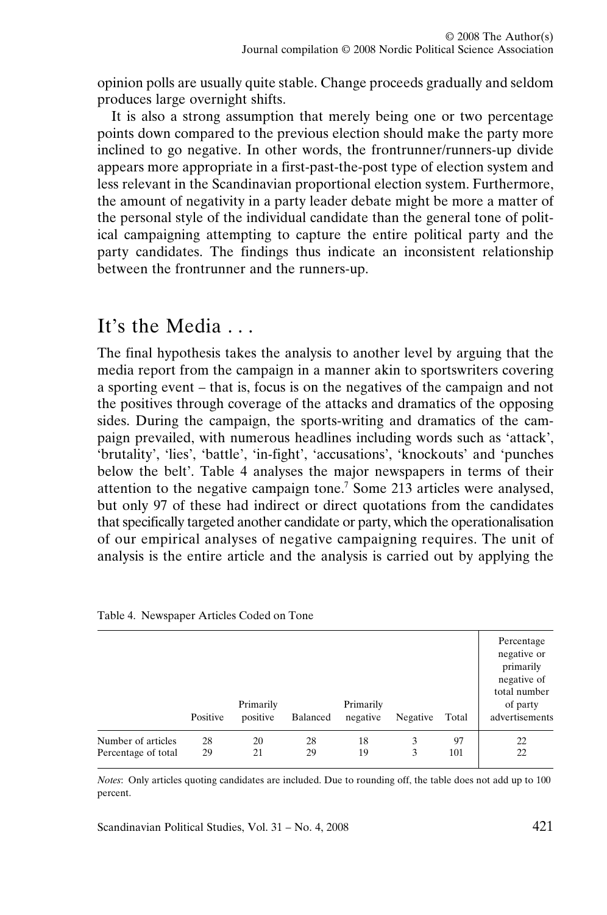opinion polls are usually quite stable. Change proceeds gradually and seldom produces large overnight shifts.

It is also a strong assumption that merely being one or two percentage points down compared to the previous election should make the party more inclined to go negative. In other words, the frontrunner/runners-up divide appears more appropriate in a first-past-the-post type of election system and less relevant in the Scandinavian proportional election system. Furthermore, the amount of negativity in a party leader debate might be more a matter of the personal style of the individual candidate than the general tone of political campaigning attempting to capture the entire political party and the party candidates. The findings thus indicate an inconsistent relationship between the frontrunner and the runners-up.

## It's the Media . . .

The final hypothesis takes the analysis to another level by arguing that the media report from the campaign in a manner akin to sportswriters covering a sporting event – that is, focus is on the negatives of the campaign and not the positives through coverage of the attacks and dramatics of the opposing sides. During the campaign, the sports-writing and dramatics of the campaign prevailed, with numerous headlines including words such as 'attack', 'brutality', 'lies', 'battle', 'in-fight', 'accusations', 'knockouts' and 'punches below the belt'. Table 4 analyses the major newspapers in terms of their attention to the negative campaign tone.[7] Some 213 articles were analysed, but only 97 of these had indirect or direct quotations from the candidates that specifically targeted another candidate or party, which the operationalisation of our empirical analyses of negative campaigning requires. The unit of analysis is the entire article and the analysis is carried out by applying the

Table 4. Newspaper Articles Coded on Tone

| | Positive | Primarily positive | Balanced | Primarily negative | Negative | Total | Percentage negative or primarily negative of total number of party advertisements |
|---|---|---|---|---|---|---|---|
| Number of articles | 28 | 20 | 28 | 18 | 3 | 97 | 22 |
| Percentage of total | 29 | 21 | 29 | 19 | 3 | 101 | 22 |

*Notes*: Only articles quoting candidates are included. Due to rounding off, the table does not add up to 100 percent.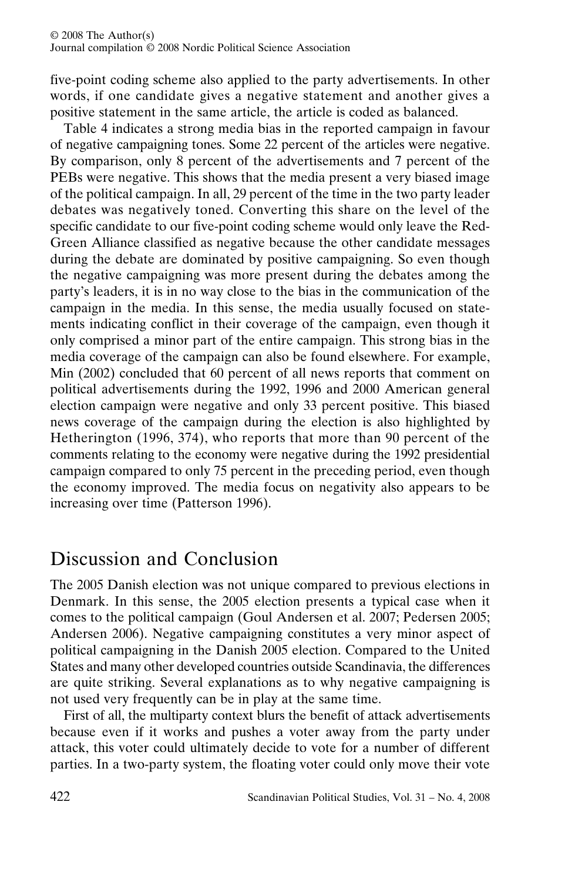five-point coding scheme also applied to the party advertisements. In other words, if one candidate gives a negative statement and another gives a positive statement in the same article, the article is coded as balanced.

Table 4 indicates a strong media bias in the reported campaign in favour of negative campaigning tones. Some 22 percent of the articles were negative. By comparison, only 8 percent of the advertisements and 7 percent of the PEBs were negative. This shows that the media present a very biased image of the political campaign. In all, 29 percent of the time in the two party leader debates was negatively toned. Converting this share on the level of the specific candidate to our five-point coding scheme would only leave the Red-Green Alliance classified as negative because the other candidate messages during the debate are dominated by positive campaigning. So even though the negative campaigning was more present during the debates among the party's leaders, it is in no way close to the bias in the communication of the campaign in the media. In this sense, the media usually focused on statements indicating conflict in their coverage of the campaign, even though it only comprised a minor part of the entire campaign. This strong bias in the media coverage of the campaign can also be found elsewhere. For example, Min (2002) concluded that 60 percent of all news reports that comment on political advertisements during the 1992, 1996 and 2000 American general election campaign were negative and only 33 percent positive. This biased news coverage of the campaign during the election is also highlighted by Hetherington (1996, 374), who reports that more than 90 percent of the comments relating to the economy were negative during the 1992 presidential campaign compared to only 75 percent in the preceding period, even though the economy improved. The media focus on negativity also appears to be increasing over time (Patterson 1996).

## Discussion and Conclusion

The 2005 Danish election was not unique compared to previous elections in Denmark. In this sense, the 2005 election presents a typical case when it comes to the political campaign (Goul Andersen et al. 2007; Pedersen 2005; Andersen 2006). Negative campaigning constitutes a very minor aspect of political campaigning in the Danish 2005 election. Compared to the United States and many other developed countries outside Scandinavia, the differences are quite striking. Several explanations as to why negative campaigning is not used very frequently can be in play at the same time.

First of all, the multiparty context blurs the benefit of attack advertisements because even if it works and pushes a voter away from the party under attack, this voter could ultimately decide to vote for a number of different parties. In a two-party system, the floating voter could only move their vote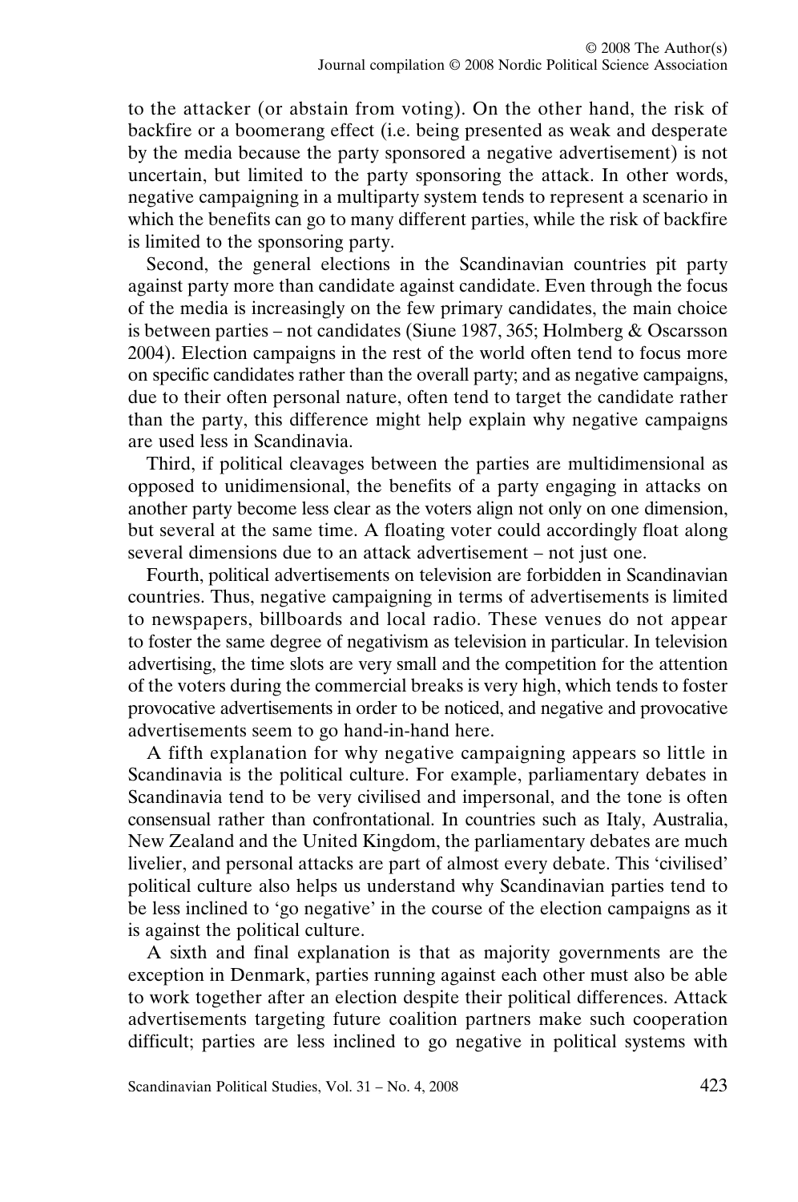to the attacker (or abstain from voting). On the other hand, the risk of backfire or a boomerang effect (i.e. being presented as weak and desperate by the media because the party sponsored a negative advertisement) is not uncertain, but limited to the party sponsoring the attack. In other words, negative campaigning in a multiparty system tends to represent a scenario in which the benefits can go to many different parties, while the risk of backfire is limited to the sponsoring party.

Second, the general elections in the Scandinavian countries pit party against party more than candidate against candidate. Even through the focus of the media is increasingly on the few primary candidates, the main choice is between parties – not candidates (Siune 1987, 365; Holmberg & Oscarsson 2004). Election campaigns in the rest of the world often tend to focus more on specific candidates rather than the overall party; and as negative campaigns, due to their often personal nature, often tend to target the candidate rather than the party, this difference might help explain why negative campaigns are used less in Scandinavia.

Third, if political cleavages between the parties are multidimensional as opposed to unidimensional, the benefits of a party engaging in attacks on another party become less clear as the voters align not only on one dimension, but several at the same time. A floating voter could accordingly float along several dimensions due to an attack advertisement – not just one.

Fourth, political advertisements on television are forbidden in Scandinavian countries. Thus, negative campaigning in terms of advertisements is limited to newspapers, billboards and local radio. These venues do not appear to foster the same degree of negativism as television in particular. In television advertising, the time slots are very small and the competition for the attention of the voters during the commercial breaks is very high, which tends to foster provocative advertisements in order to be noticed, and negative and provocative advertisements seem to go hand-in-hand here.

A fifth explanation for why negative campaigning appears so little in Scandinavia is the political culture. For example, parliamentary debates in Scandinavia tend to be very civilised and impersonal, and the tone is often consensual rather than confrontational. In countries such as Italy, Australia, New Zealand and the United Kingdom, the parliamentary debates are much livelier, and personal attacks are part of almost every debate. This 'civilised' political culture also helps us understand why Scandinavian parties tend to be less inclined to 'go negative' in the course of the election campaigns as it is against the political culture.

A sixth and final explanation is that as majority governments are the exception in Denmark, parties running against each other must also be able to work together after an election despite their political differences. Attack advertisements targeting future coalition partners make such cooperation difficult; parties are less inclined to go negative in political systems with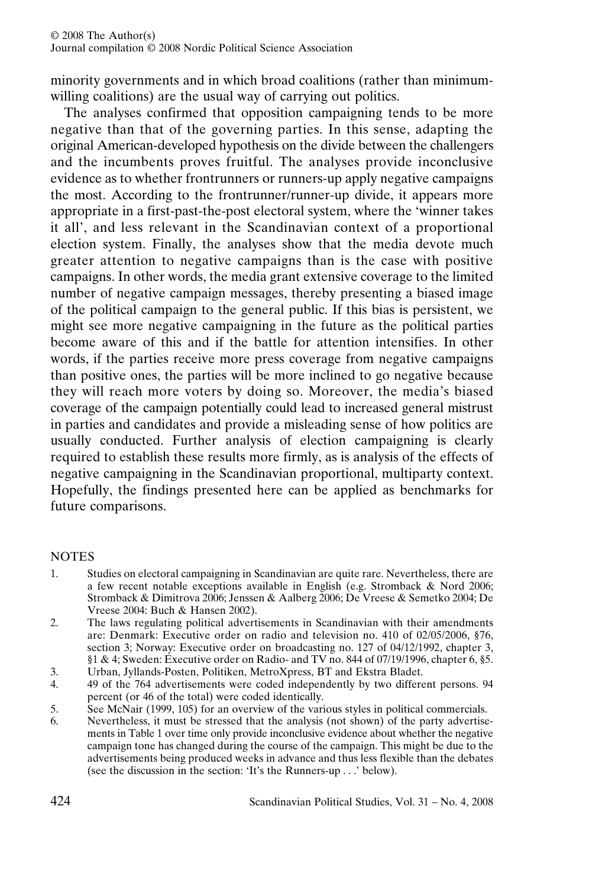minority governments and in which broad coalitions (rather than minimum-willing coalitions) are the usual way of carrying out politics.

The analyses confirmed that opposition campaigning tends to be more negative than that of the governing parties. In this sense, adapting the original American-developed hypothesis on the divide between the challengers and the incumbents proves fruitful. The analyses provide inconclusive evidence as to whether frontrunners or runners-up apply negative campaigns the most. According to the frontrunner/runner-up divide, it appears more appropriate in a first-past-the-post electoral system, where the 'winner takes it all', and less relevant in the Scandinavian context of a proportional election system. Finally, the analyses show that the media devote much greater attention to negative campaigns than is the case with positive campaigns. In other words, the media grant extensive coverage to the limited number of negative campaign messages, thereby presenting a biased image of the political campaign to the general public. If this bias is persistent, we might see more negative campaigning in the future as the political parties become aware of this and if the battle for attention intensifies. In other words, if the parties receive more press coverage from negative campaigns than positive ones, the parties will be more inclined to go negative because they will reach more voters by doing so. Moreover, the media's biased coverage of the campaign potentially could lead to increased general mistrust in parties and candidates and provide a misleading sense of how politics are usually conducted. Further analysis of election campaigning is clearly required to establish these results more firmly, as is analysis of the effects of negative campaigning in the Scandinavian proportional, multiparty context. Hopefully, the findings presented here can be applied as benchmarks for future comparisons.

## NOTES

1. Studies on electoral campaigning in Scandinavian are quite rare. Nevertheless, there are a few recent notable exceptions available in English (e.g. Stromback & Nord 2006; Stromback & Dimitrova 2006; Jenssen & Aalberg 2006; De Vreese & Semetko 2004; De Vreese 2004: Buch & Hansen 2002).
2. The laws regulating political advertisements in Scandinavian with their amendments are: Denmark: Executive order on radio and television no. 410 of 02/05/2006, §76, section 3; Norway: Executive order on broadcasting no. 127 of 04/12/1992, chapter 3, §1 & 4; Sweden: Executive order on Radio- and TV no. 844 of 07/19/1996, chapter 6, §5.
3. Urban, Jyllands-Posten, Politiken, MetroXpress, BT and Ekstra Bladet.
4. 49 of the 764 advertisements were coded independently by two different persons. 94 percent (or 46 of the total) were coded identically.
5. See McNair (1999, 105) for an overview of the various styles in political commercials.
6. Nevertheless, it must be stressed that the analysis (not shown) of the party advertisements in Table 1 over time only provide inconclusive evidence about whether the negative campaign tone has changed during the course of the campaign. This might be due to the advertisements being produced weeks in advance and thus less flexible than the debates (see the discussion in the section: 'It's the Runners-up . . .' below).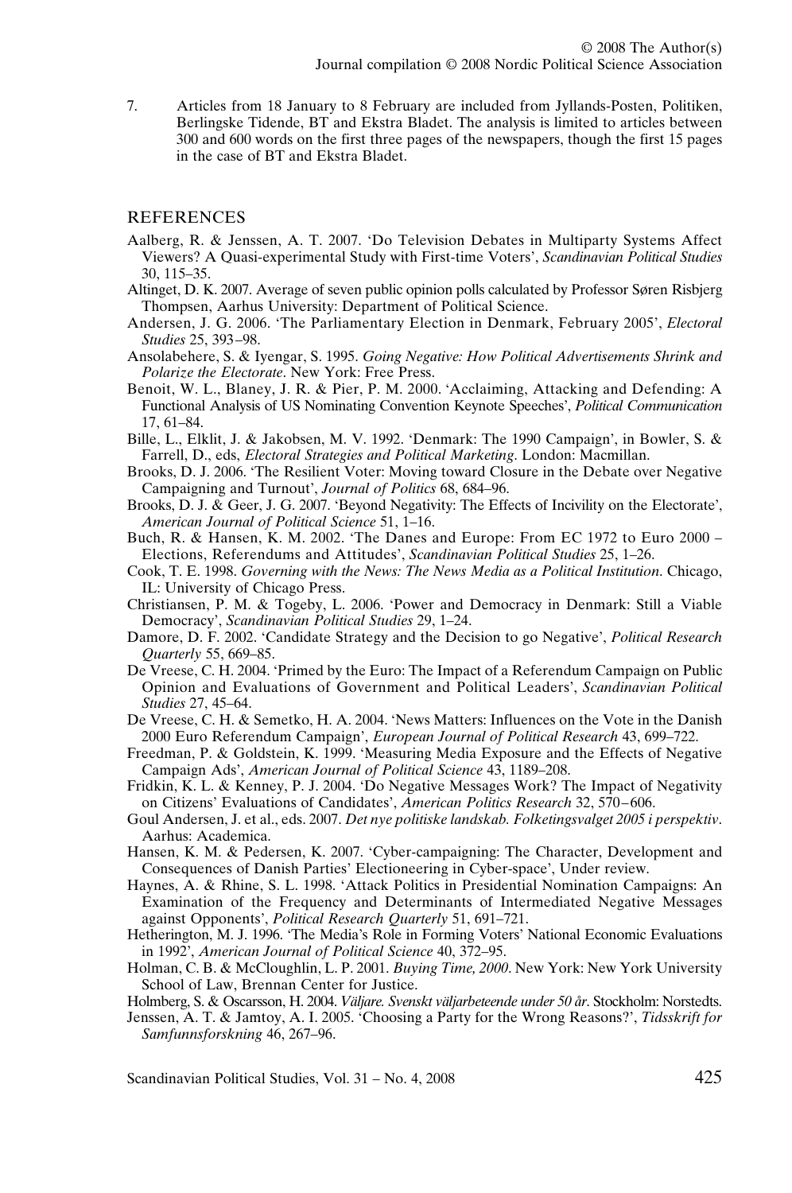7. Articles from 18 January to 8 February are included from Jyllands-Posten, Politiken, Berlingske Tidende, BT and Ekstra Bladet. The analysis is limited to articles between 300 and 600 words on the first three pages of the newspapers, though the first 15 pages in the case of BT and Ekstra Bladet.

## REFERENCES

Aalberg, R. & Jenssen, A. T. 2007. 'Do Television Debates in Multiparty Systems Affect Viewers? A Quasi-experimental Study with First-time Voters', *Scandinavian Political Studies* 30, 115–35.

Altinget, D. K. 2007. Average of seven public opinion polls calculated by Professor Søren Risbjerg Thompsen, Aarhus University: Department of Political Science.

Andersen, J. G. 2006. 'The Parliamentary Election in Denmark, February 2005', *Electoral Studies* 25, 393–98.

Ansolabehere, S. & Iyengar, S. 1995. *Going Negative: How Political Advertisements Shrink and Polarize the Electorate*. New York: Free Press.

Benoit, W. L., Blaney, J. R. & Pier, P. M. 2000. 'Acclaiming, Attacking and Defending: A Functional Analysis of US Nominating Convention Keynote Speeches', *Political Communication* 17, 61–84.

Bille, L., Elklit, J. & Jakobsen, M. V. 1992. 'Denmark: The 1990 Campaign', in Bowler, S. & Farrell, D., eds, *Electoral Strategies and Political Marketing*. London: Macmillan.

Brooks, D. J. 2006. 'The Resilient Voter: Moving toward Closure in the Debate over Negative Campaigning and Turnout', *Journal of Politics* 68, 684–96.

Brooks, D. J. & Geer, J. G. 2007. 'Beyond Negativity: The Effects of Incivility on the Electorate', *American Journal of Political Science* 51, 1–16.

Buch, R. & Hansen, K. M. 2002. 'The Danes and Europe: From EC 1972 to Euro 2000 – Elections, Referendums and Attitudes', *Scandinavian Political Studies* 25, 1–26.

Cook, T. E. 1998. *Governing with the News: The News Media as a Political Institution*. Chicago, IL: University of Chicago Press.

Christiansen, P. M. & Togeby, L. 2006. 'Power and Democracy in Denmark: Still a Viable Democracy', *Scandinavian Political Studies* 29, 1–24.

Damore, D. F. 2002. 'Candidate Strategy and the Decision to go Negative', *Political Research Quarterly* 55, 669–85.

De Vreese, C. H. 2004. 'Primed by the Euro: The Impact of a Referendum Campaign on Public Opinion and Evaluations of Government and Political Leaders', *Scandinavian Political Studies* 27, 45–64.

De Vreese, C. H. & Semetko, H. A. 2004. 'News Matters: Influences on the Vote in the Danish 2000 Euro Referendum Campaign', *European Journal of Political Research* 43, 699–722.

Freedman, P. & Goldstein, K. 1999. 'Measuring Media Exposure and the Effects of Negative Campaign Ads', *American Journal of Political Science* 43, 1189–208.

Fridkin, K. L. & Kenney, P. J. 2004. 'Do Negative Messages Work? The Impact of Negativity on Citizens' Evaluations of Candidates', *American Politics Research* 32, 570–606.

Goul Andersen, J. et al., eds. 2007. *Det nye politiske landskab. Folketingsvalget 2005 i perspektiv*. Aarhus: Academica.

Hansen, K. M. & Pedersen, K. 2007. 'Cyber-campaigning: The Character, Development and Consequences of Danish Parties' Electioneering in Cyber-space', Under review.

Haynes, A. & Rhine, S. L. 1998. 'Attack Politics in Presidential Nomination Campaigns: An Examination of the Frequency and Determinants of Intermediated Negative Messages against Opponents', *Political Research Quarterly* 51, 691–721.

Hetherington, M. J. 1996. 'The Media's Role in Forming Voters' National Economic Evaluations in 1992', *American Journal of Political Science* 40, 372–95.

Holman, C. B. & McCloughlin, L. P. 2001. *Buying Time, 2000*. New York: New York University School of Law, Brennan Center for Justice.

Holmberg, S. & Oscarsson, H. 2004. *Väljare. Svenskt väljarbeteende under 50 år*. Stockholm: Norstedts.

Jenssen, A. T. & Jamtoy, A. I. 2005. 'Choosing a Party for the Wrong Reasons?', *Tidsskrift for Samfunnsforskning* 46, 267–96.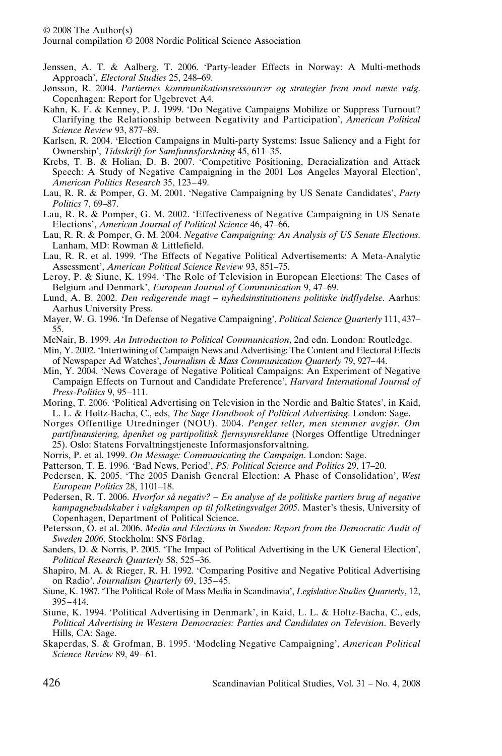Jenssen, A. T. & Aalberg, T. 2006. 'Party-leader Effects in Norway: A Multi-methods Approach', *Electoral Studies* 25, 248–69.

Jønsson, R. 2004. *Partiernes kommunikationsressourcer og strategier frem mod næste valg*. Copenhagen: Report for Ugebrevet A4.

Kahn, K. F. & Kenney, P. J. 1999. 'Do Negative Campaigns Mobilize or Suppress Turnout? Clarifying the Relationship between Negativity and Participation', *American Political Science Review* 93, 877–89.

Karlsen, R. 2004. 'Election Campaigns in Multi-party Systems: Issue Saliency and a Fight for Ownership', *Tidsskrift for Samfunnsforskning* 45, 611–35.

Krebs, T. B. & Holian, D. B. 2007. 'Competitive Positioning, Deracialization and Attack Speech: A Study of Negative Campaigning in the 2001 Los Angeles Mayoral Election', *American Politics Research* 35, 123–49.

Lau, R. R. & Pomper, G. M. 2001. 'Negative Campaigning by US Senate Candidates', *Party Politics* 7, 69–87.

Lau, R. R. & Pomper, G. M. 2002. 'Effectiveness of Negative Campaigning in US Senate Elections', *American Journal of Political Science* 46, 47–66.

Lau, R. R. & Pomper, G. M. 2004. *Negative Campaigning: An Analysis of US Senate Elections*. Lanham, MD: Rowman & Littlefield.

Lau, R. R. et al. 1999. 'The Effects of Negative Political Advertisements: A Meta-Analytic Assessment', *American Political Science Review* 93, 851–75.

Leroy, P. & Siune, K. 1994. 'The Role of Television in European Elections: The Cases of Belgium and Denmark', *European Journal of Communication* 9, 47–69.

Lund, A. B. 2002. *Den redigerende magt – nyhedsinstitutionens politiske indflydelse*. Aarhus: Aarhus University Press.

Mayer, W. G. 1996. 'In Defense of Negative Campaigning', *Political Science Quarterly* 111, 437–55.

McNair, B. 1999. *An Introduction to Political Communication*, 2nd edn. London: Routledge.

Min, Y. 2002. 'Intertwining of Campaign News and Advertising: The Content and Electoral Effects of Newspaper Ad Watches', *Journalism & Mass Communication Quarterly* 79, 927–44.

Min, Y. 2004. 'News Coverage of Negative Political Campaigns: An Experiment of Negative Campaign Effects on Turnout and Candidate Preference', *Harvard International Journal of Press-Politics* 9, 95–111.

Moring, T. 2006. 'Political Advertising on Television in the Nordic and Baltic States', in Kaid, L. L. & Holtz-Bacha, C., eds, *The Sage Handbook of Political Advertising*. London: Sage.

Norges Offentlige Utredninger (NOU). 2004. *Penger teller, men stemmer avgjør. Om partifinansiering, åpenhet og partipolitisk fjernsynsreklame* (Norges Offentlige Utredninger 25). Oslo: Statens Forvaltningstjeneste Informasjonsforvaltning.

Norris, P. et al. 1999. *On Message: Communicating the Campaign*. London: Sage.

Patterson, T. E. 1996. 'Bad News, Period', *PS: Political Science and Politics* 29, 17–20.

Pedersen, K. 2005. 'The 2005 Danish General Election: A Phase of Consolidation', *West European Politics* 28, 1101–18.

Pedersen, R. T. 2006. *Hvorfor så negativ? – En analyse af de politiske partiers brug af negative kampagnebudskaber i valgkampen op til folketingsvalget 2005*. Master's thesis, University of Copenhagen, Department of Political Science.

Petersson, O. et al. 2006. *Media and Elections in Sweden: Report from the Democratic Audit of Sweden 2006*. Stockholm: SNS Förlag.

Sanders, D. & Norris, P. 2005. 'The Impact of Political Advertising in the UK General Election', *Political Research Quarterly* 58, 525–36.

Shapiro, M. A. & Rieger, R. H. 1992. 'Comparing Positive and Negative Political Advertising on Radio', *Journalism Quarterly* 69, 135–45.

Siune, K. 1987. 'The Political Role of Mass Media in Scandinavia', *Legislative Studies Quarterly*, 12, 395–414.

Siune, K. 1994. 'Political Advertising in Denmark', in Kaid, L. L. & Holtz-Bacha, C., eds, *Political Advertising in Western Democracies: Parties and Candidates on Television*. Beverly Hills, CA: Sage.

Skaperdas, S. & Grofman, B. 1995. 'Modeling Negative Campaigning', *American Political Science Review* 89, 49–61.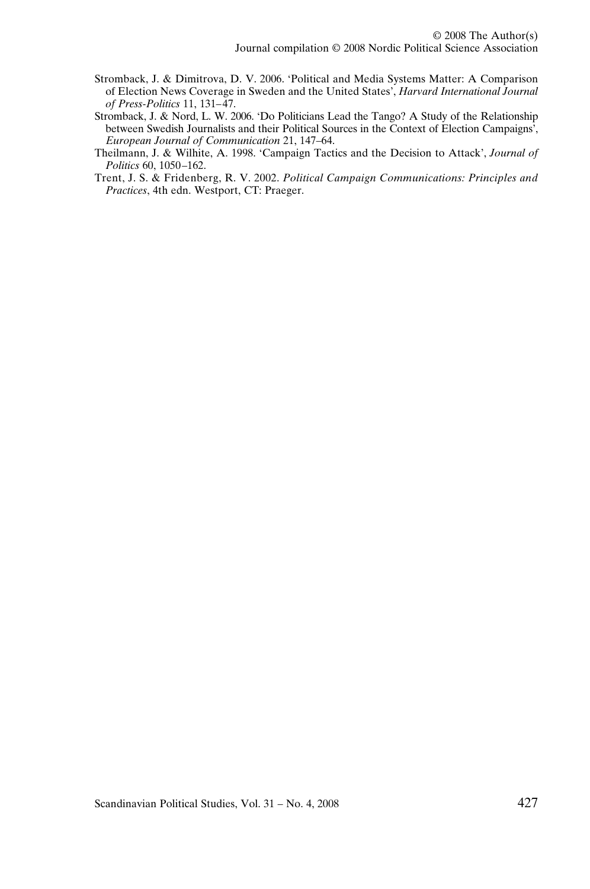Stromback, J. & Dimitrova, D. V. 2006. 'Political and Media Systems Matter: A Comparison of Election News Coverage in Sweden and the United States', *Harvard International Journal of Press-Politics* 11, 131–47.

Stromback, J. & Nord, L. W. 2006. 'Do Politicians Lead the Tango? A Study of the Relationship between Swedish Journalists and their Political Sources in the Context of Election Campaigns', *European Journal of Communication* 21, 147–64.

Theilmann, J. & Wilhite, A. 1998. 'Campaign Tactics and the Decision to Attack', *Journal of Politics* 60, 1050–162.

Trent, J. S. & Fridenberg, R. V. 2002. *Political Campaign Communications: Principles and Practices*, 4th edn. Westport, CT: Praeger.